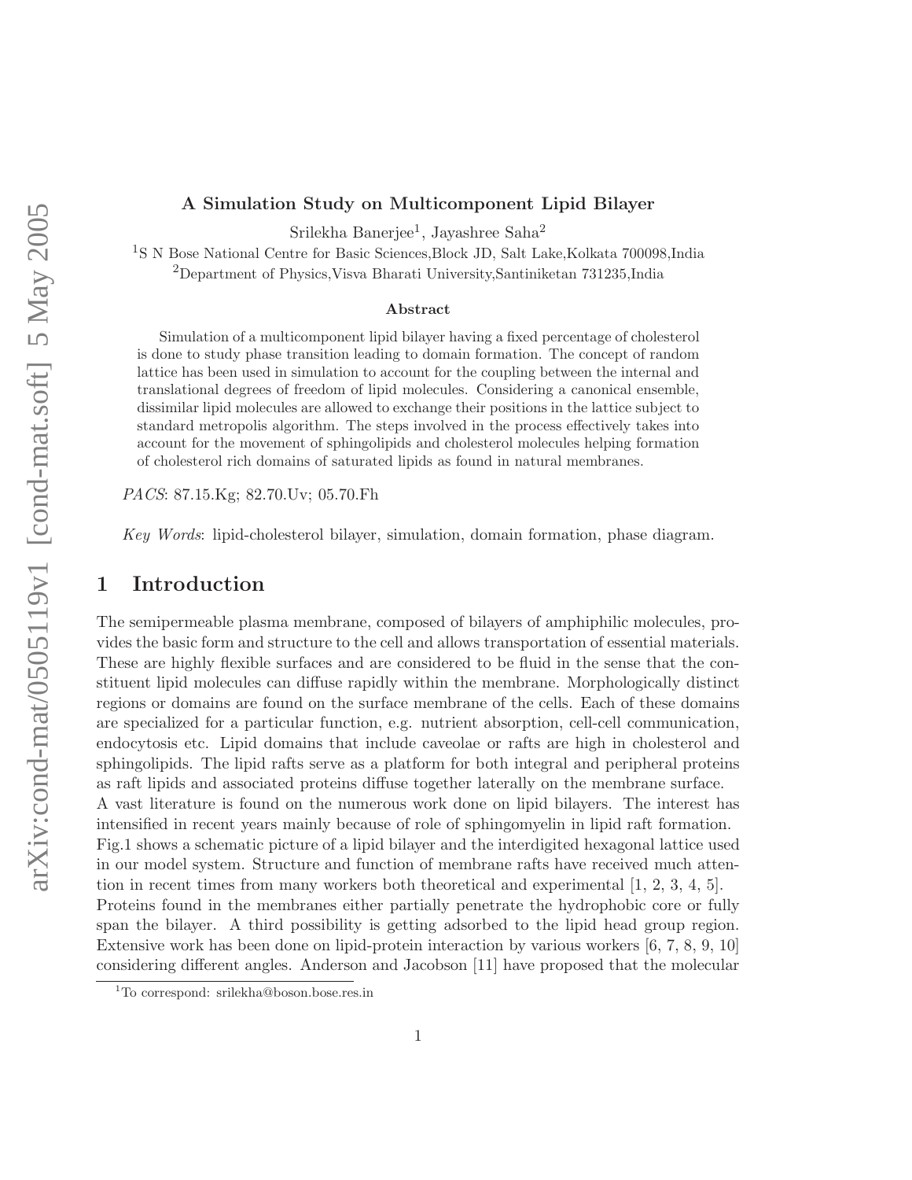# A Simulation Study on Multicomponent Lipid Bilayer

Srilekha Banerjee[1], Jayashree Saha[2]

[1]S N Bose National Centre for Basic Sciences,Block JD, Salt Lake,Kolkata 700098,India

[2]Department of Physics,Visva Bharati University,Santiniketan 731235,India

### Abstract

Simulation of a multicomponent lipid bilayer having a fixed percentage of cholesterol is done to study phase transition leading to domain formation. The concept of random lattice has been used in simulation to account for the coupling between the internal and translational degrees of freedom of lipid molecules. Considering a canonical ensemble, dissimilar lipid molecules are allowed to exchange their positions in the lattice subject to standard metropolis algorithm. The steps involved in the process effectively takes into account for the movement of sphingolipids and cholesterol molecules helping formation of cholesterol rich domains of saturated lipids as found in natural membranes.

*PACS*: 87.15.Kg; 82.70.Uv; 05.70.Fh

*Key Words*: lipid-cholesterol bilayer, simulation, domain formation, phase diagram.

## 1 Introduction

The semipermeable plasma membrane, composed of bilayers of amphiphilic molecules, provides the basic form and structure to the cell and allows transportation of essential materials. These are highly flexible surfaces and are considered to be fluid in the sense that the constituent lipid molecules can diffuse rapidly within the membrane. Morphologically distinct regions or domains are found on the surface membrane of the cells. Each of these domains are specialized for a particular function, e.g. nutrient absorption, cell-cell communication, endocytosis etc. Lipid domains that include caveolae or rafts are high in cholesterol and sphingolipids. The lipid rafts serve as a platform for both integral and peripheral proteins as raft lipids and associated proteins diffuse together laterally on the membrane surface.
A vast literature is found on the numerous work done on lipid bilayers. The interest has intensified in recent years mainly because of role of sphingomyelin in lipid raft formation. Fig.1 shows a schematic picture of a lipid bilayer and the interdigited hexagonal lattice used in our model system. Structure and function of membrane rafts have received much attention in recent times from many workers both theoretical and experimental [1, 2, 3, 4, 5]. Proteins found in the membranes either partially penetrate the hydrophobic core or fully span the bilayer. A third possibility is getting adsorbed to the lipid head group region. Extensive work has been done on lipid-protein interaction by various workers [6, 7, 8, 9, 10] considering different angles. Anderson and Jacobson [11] have proposed that the molecular

[1]To correspond: srilekha@boson.bose.res.in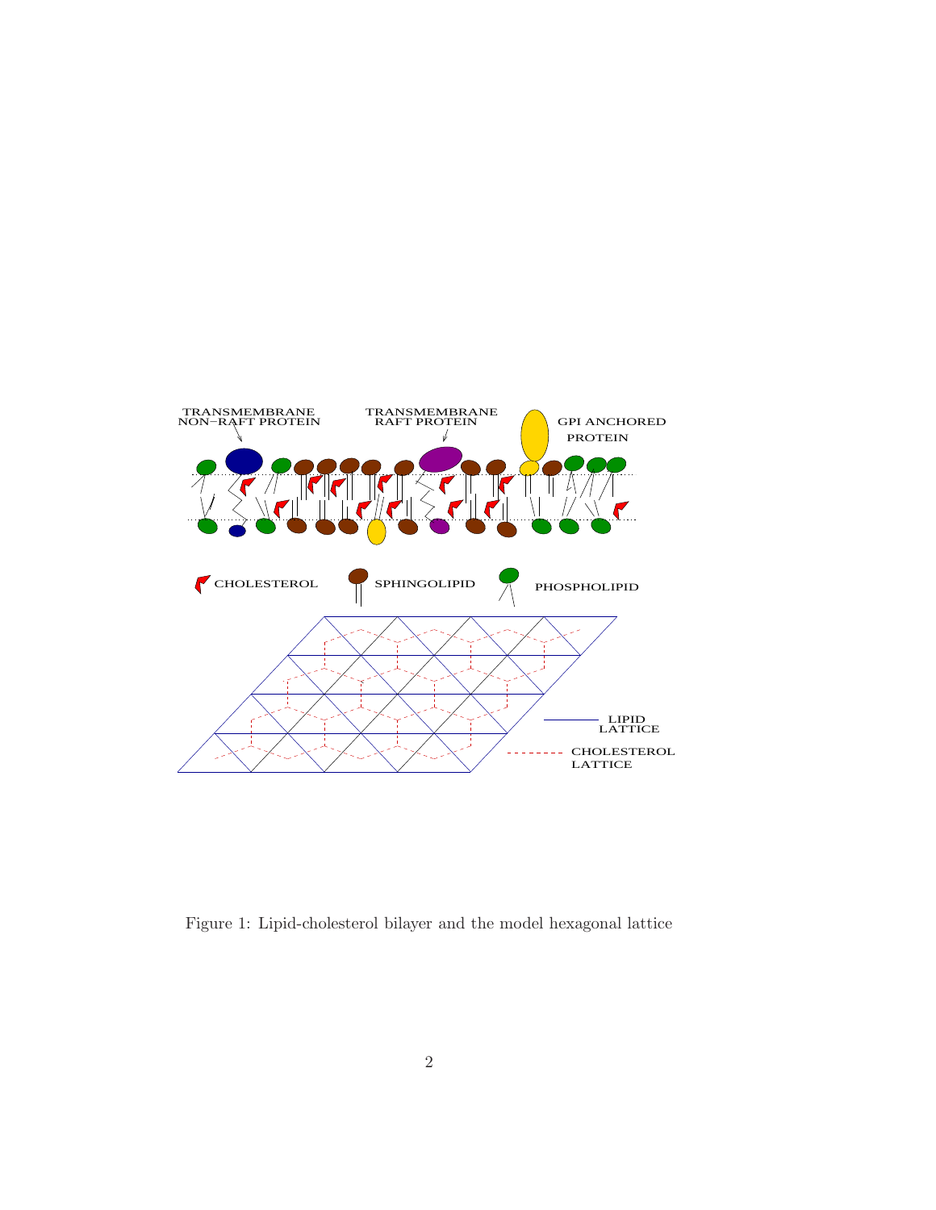TRANSMEMBRANE
NON–RAFT PROTEIN

TRANSMEMBRANE
RAFT PROTEIN

GPI ANCHORED
PROTEIN

CHOLESTEROL

SPHINGOLIPID

PHOSPHOLIPID

LIPID
LATTICE

CHOLESTEROL
LATTICE

Figure 1: Lipid-cholesterol bilayer and the model hexagonal lattice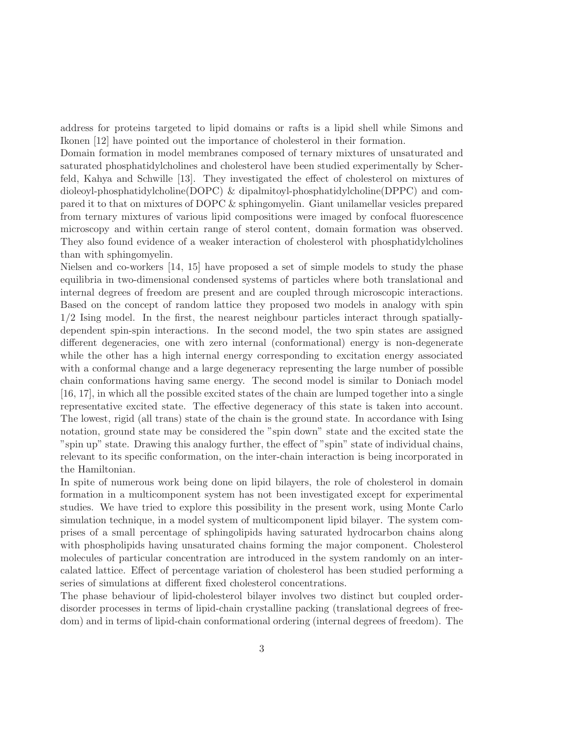address for proteins targeted to lipid domains or rafts is a lipid shell while Simons and Ikonen [12] have pointed out the importance of cholesterol in their formation.

Domain formation in model membranes composed of ternary mixtures of unsaturated and saturated phosphatidylcholines and cholesterol have been studied experimentally by Scherfeld, Kahya and Schwille [13]. They investigated the effect of cholesterol on mixtures of dioleoyl-phosphatidylcholine(DOPC) & dipalmitoyl-phosphatidylcholine(DPPC) and compared it to that on mixtures of DOPC & sphingomyelin. Giant unilamellar vesicles prepared from ternary mixtures of various lipid compositions were imaged by confocal fluorescence microscopy and within certain range of sterol content, domain formation was observed. They also found evidence of a weaker interaction of cholesterol with phosphatidylcholines than with sphingomyelin.

Nielsen and co-workers [14, 15] have proposed a set of simple models to study the phase equilibria in two-dimensional condensed systems of particles where both translational and internal degrees of freedom are present and are coupled through microscopic interactions. Based on the concept of random lattice they proposed two models in analogy with spin 1/2 Ising model. In the first, the nearest neighbour particles interact through spatially-dependent spin-spin interactions. In the second model, the two spin states are assigned different degeneracies, one with zero internal (conformational) energy is non-degenerate while the other has a high internal energy corresponding to excitation energy associated with a conformal change and a large degeneracy representing the large number of possible chain conformations having same energy. The second model is similar to Doniach model [16, 17], in which all the possible excited states of the chain are lumped together into a single representative excited state. The effective degeneracy of this state is taken into account. The lowest, rigid (all trans) state of the chain is the ground state. In accordance with Ising notation, ground state may be considered the "spin down" state and the excited state the "spin up" state. Drawing this analogy further, the effect of "spin" state of individual chains, relevant to its specific conformation, on the inter-chain interaction is being incorporated in the Hamiltonian.

In spite of numerous work being done on lipid bilayers, the role of cholesterol in domain formation in a multicomponent system has not been investigated except for experimental studies. We have tried to explore this possibility in the present work, using Monte Carlo simulation technique, in a model system of multicomponent lipid bilayer. The system comprises of a small percentage of sphingolipids having saturated hydrocarbon chains along with phospholipids having unsaturated chains forming the major component. Cholesterol molecules of particular concentration are introduced in the system randomly on an intercalated lattice. Effect of percentage variation of cholesterol has been studied performing a series of simulations at different fixed cholesterol concentrations.

The phase behaviour of lipid-cholesterol bilayer involves two distinct but coupled order-disorder processes in terms of lipid-chain crystalline packing (translational degrees of freedom) and in terms of lipid-chain conformational ordering (internal degrees of freedom). The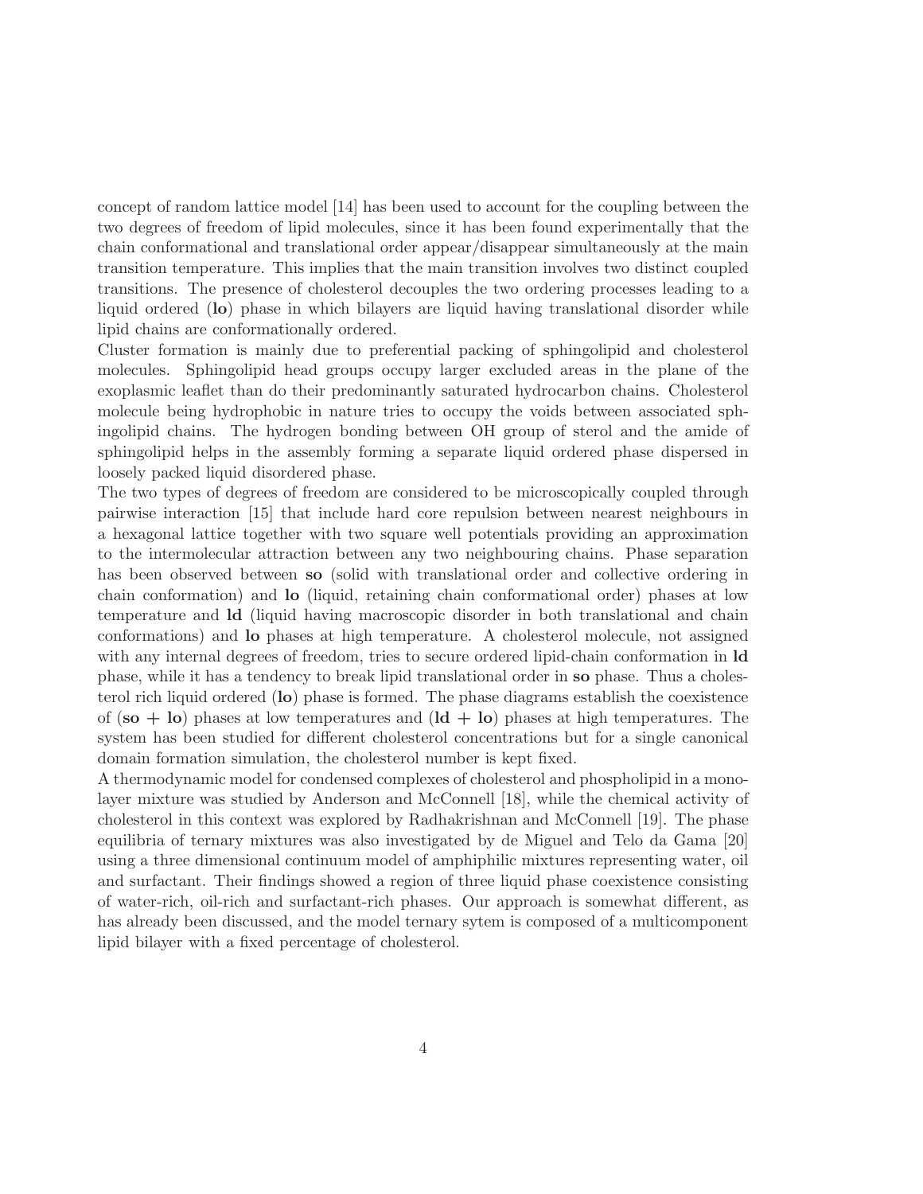concept of random lattice model [14] has been used to account for the coupling between the two degrees of freedom of lipid molecules, since it has been found experimentally that the chain conformational and translational order appear/disappear simultaneously at the main transition temperature. This implies that the main transition involves two distinct coupled transitions. The presence of cholesterol decouples the two ordering processes leading to a liquid ordered (**lo**) phase in which bilayers are liquid having translational disorder while lipid chains are conformationally ordered.

Cluster formation is mainly due to preferential packing of sphingolipid and cholesterol molecules. Sphingolipid head groups occupy larger excluded areas in the plane of the exoplasmic leaflet than do their predominantly saturated hydrocarbon chains. Cholesterol molecule being hydrophobic in nature tries to occupy the voids between associated sphingolipid chains. The hydrogen bonding between OH group of sterol and the amide of sphingolipid helps in the assembly forming a separate liquid ordered phase dispersed in loosely packed liquid disordered phase.

The two types of degrees of freedom are considered to be microscopically coupled through pairwise interaction [15] that include hard core repulsion between nearest neighbours in a hexagonal lattice together with two square well potentials providing an approximation to the intermolecular attraction between any two neighbouring chains. Phase separation has been observed between **so** (solid with translational order and collective ordering in chain conformation) and **lo** (liquid, retaining chain conformational order) phases at low temperature and **ld** (liquid having macroscopic disorder in both translational and chain conformations) and **lo** phases at high temperature. A cholesterol molecule, not assigned with any internal degrees of freedom, tries to secure ordered lipid-chain conformation in **ld** phase, while it has a tendency to break lipid translational order in **so** phase. Thus a cholesterol rich liquid ordered (**lo**) phase is formed. The phase diagrams establish the coexistence of (**so** + **lo**) phases at low temperatures and (**ld** + **lo**) phases at high temperatures. The system has been studied for different cholesterol concentrations but for a single canonical domain formation simulation, the cholesterol number is kept fixed.

A thermodynamic model for condensed complexes of cholesterol and phospholipid in a monolayer mixture was studied by Anderson and McConnell [18], while the chemical activity of cholesterol in this context was explored by Radhakrishnan and McConnell [19]. The phase equilibria of ternary mixtures was also investigated by de Miguel and Telo da Gama [20] using a three dimensional continuum model of amphiphilic mixtures representing water, oil and surfactant. Their findings showed a region of three liquid phase coexistence consisting of water-rich, oil-rich and surfactant-rich phases. Our approach is somewhat different, as has already been discussed, and the model ternary sytem is composed of a multicomponent lipid bilayer with a fixed percentage of cholesterol.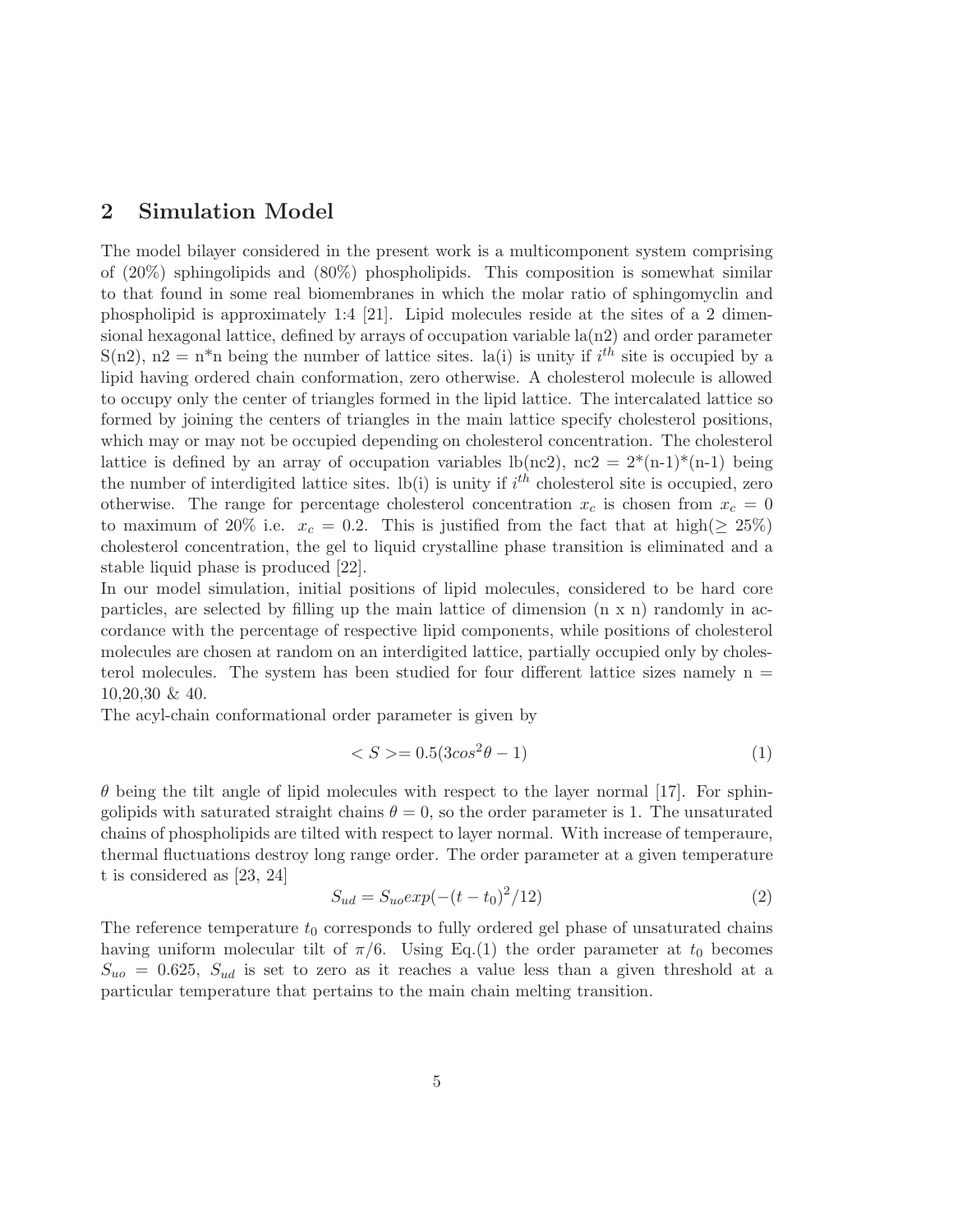## 2 Simulation Model

The model bilayer considered in the present work is a multicomponent system comprising of (20%) sphingolipids and (80%) phospholipids. This composition is somewhat similar to that found in some real biomembranes in which the molar ratio of sphingomyclin and phospholipid is approximately 1:4 [21]. Lipid molecules reside at the sites of a 2 dimensional hexagonal lattice, defined by arrays of occupation variable la(n2) and order parameter S(n2), n2 = n*n being the number of lattice sites. la(i) is unity if $i^{th}$ site is occupied by a lipid having ordered chain conformation, zero otherwise. A cholesterol molecule is allowed to occupy only the center of triangles formed in the lipid lattice. The intercalated lattice so formed by joining the centers of triangles in the main lattice specify cholesterol positions, which may or may not be occupied depending on cholesterol concentration. The cholesterol lattice is defined by an array of occupation variables lb(nc2), nc2 = 2*(n-1)*(n-1) being the number of interdigited lattice sites. lb(i) is unity if $i^{th}$ cholesterol site is occupied, zero otherwise. The range for percentage cholesterol concentration $x_c$ is chosen from $x_c = 0$ to maximum of 20% i.e. $x_c = 0.2$. This is justified from the fact that at high($\geq$ 25%) cholesterol concentration, the gel to liquid crystalline phase transition is eliminated and a stable liquid phase is produced [22].

In our model simulation, initial positions of lipid molecules, considered to be hard core particles, are selected by filling up the main lattice of dimension (n x n) randomly in accordance with the percentage of respective lipid components, while positions of cholesterol molecules are chosen at random on an interdigited lattice, partially occupied only by cholesterol molecules. The system has been studied for four different lattice sizes namely n = 10,20,30 & 40.

The acyl-chain conformational order parameter is given by

$$< S >= 0.5(3cos^2\theta - 1) \tag{1}$$

$\theta$ being the tilt angle of lipid molecules with respect to the layer normal [17]. For sphingolipids with saturated straight chains $\theta = 0$, so the order parameter is 1. The unsaturated chains of phospholipids are tilted with respect to layer normal. With increase of temperaure, thermal fluctuations destroy long range order. The order parameter at a given temperature t is considered as [23, 24]

$$S_{ud} = S_{uo}exp(-(t - t_0)^2/12) \tag{2}$$

The reference temperature $t_0$ corresponds to fully ordered gel phase of unsaturated chains having uniform molecular tilt of $\pi/6$. Using Eq.(1) the order parameter at $t_0$ becomes $S_{uo} = 0.625$, $S_{ud}$ is set to zero as it reaches a value less than a given threshold at a particular temperature that pertains to the main chain melting transition.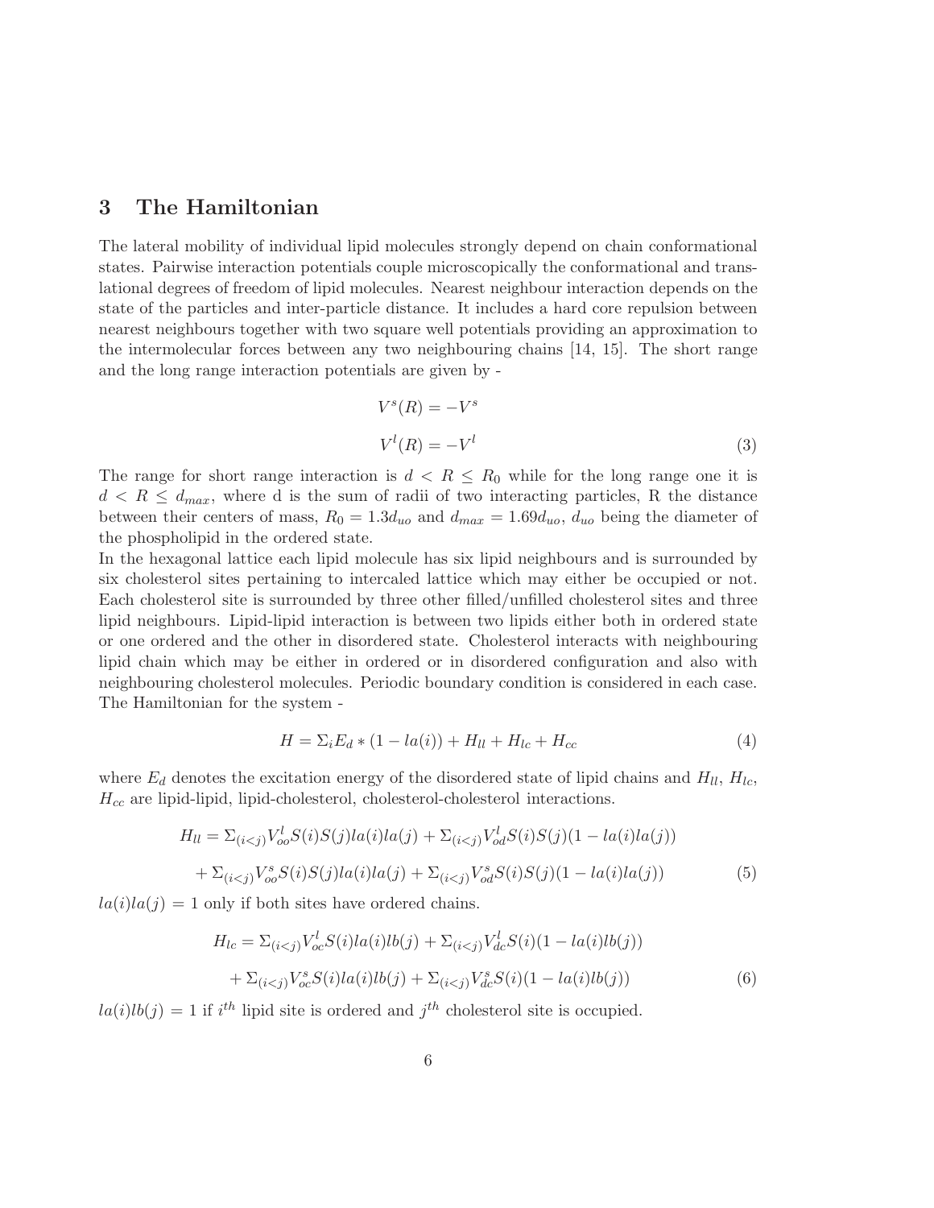## 3 The Hamiltonian

The lateral mobility of individual lipid molecules strongly depend on chain conformational states. Pairwise interaction potentials couple microscopically the conformational and translational degrees of freedom of lipid molecules. Nearest neighbour interaction depends on the state of the particles and inter-particle distance. It includes a hard core repulsion between nearest neighbours together with two square well potentials providing an approximation to the intermolecular forces between any two neighbouring chains [14, 15]. The short range and the long range interaction potentials are given by -

$$
\begin{aligned}
V^s(R) &= -V^s \\
V^l(R) &= -V^l
\end{aligned}
\tag{3}
$$

The range for short range interaction is $d < R \leq R_0$ while for the long range one it is $d < R \leq d_{max}$, where d is the sum of radii of two interacting particles, R the distance between their centers of mass, $R_0 = 1.3 d_{uo}$ and $d_{max} = 1.69 d_{uo}$, $d_{uo}$ being the diameter of the phospholipid in the ordered state.

In the hexagonal lattice each lipid molecule has six lipid neighbours and is surrounded by six cholesterol sites pertaining to intercaled lattice which may either be occupied or not. Each cholesterol site is surrounded by three other filled/unfilled cholesterol sites and three lipid neighbours. Lipid-lipid interaction is between two lipids either both in ordered state or one ordered and the other in disordered state. Cholesterol interacts with neighbouring lipid chain which may be either in ordered or in disordered configuration and also with neighbouring cholesterol molecules. Periodic boundary condition is considered in each case. The Hamiltonian for the system -

$$
H = \Sigma_i E_d * (1 - la(i)) + H_{ll} + H_{lc} + H_{cc} \tag{4}
$$

where $E_d$ denotes the excitation energy of the disordered state of lipid chains and $H_{ll}$, $H_{lc}$, $H_{cc}$ are lipid-lipid, lipid-cholesterol, cholesterol-cholesterol interactions.

$$
\begin{aligned}
H_{ll} = &\Sigma_{(i<j)} V^l_{oo} S(i)S(j)la(i)la(j) + \Sigma_{(i<j)} V^l_{od} S(i)S(j)(1 - la(i)la(j)) \\
&+ \Sigma_{(i<j)} V^s_{oo} S(i)S(j)la(i)la(j) + \Sigma_{(i<j)} V^s_{od} S(i)S(j)(1 - la(i)la(j))
\end{aligned}
\tag{5}
$$

$la(i)la(j) = 1$ only if both sites have ordered chains.

$$
\begin{aligned}
H_{lc} = &\Sigma_{(i<j)} V^l_{oc} S(i)la(i)lb(j) + \Sigma_{(i<j)} V^l_{dc} S(i)(1 - la(i)lb(j)) \\
&+ \Sigma_{(i<j)} V^s_{oc} S(i)la(i)lb(j) + \Sigma_{(i<j)} V^s_{dc} S(i)(1 - la(i)lb(j))
\end{aligned}
\tag{6}
$$

$la(i)lb(j) = 1$ if $i^{th}$ lipid site is ordered and $j^{th}$ cholesterol site is occupied.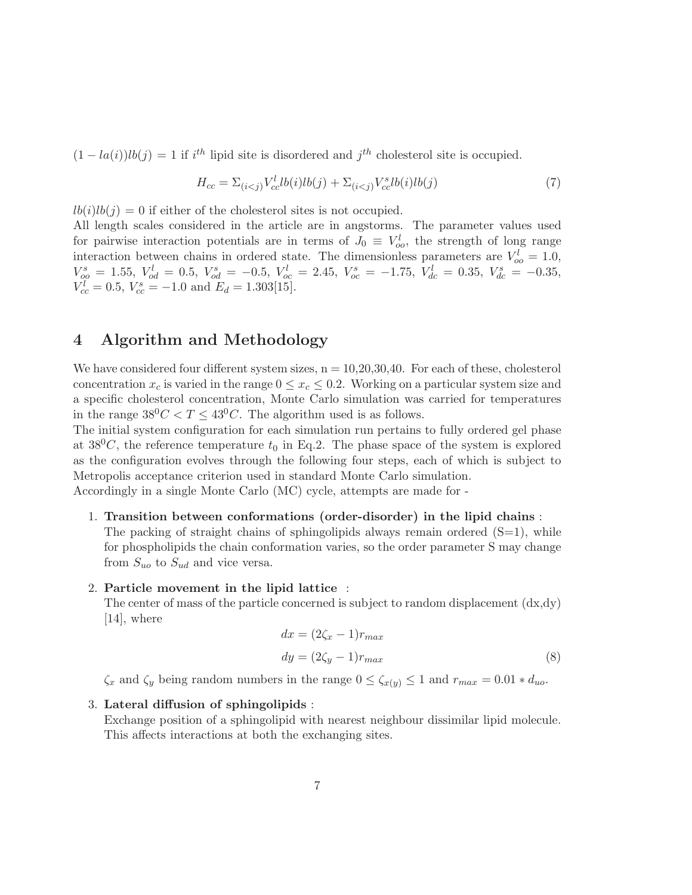$(1 - la(i))lb(j) = 1$ if $i^{th}$ lipid site is disordered and $j^{th}$ cholesterol site is occupied.

$$H_{cc} = \Sigma_{(i<j)} V_{cc}^{l} lb(i) lb(j) + \Sigma_{(i<j)} V_{cc}^{s} lb(i) lb(j) \tag{7}$$

$lb(i)lb(j) = 0$ if either of the cholesterol sites is not occupied.

All length scales considered in the article are in angstorms. The parameter values used for pairwise interaction potentials are in terms of $J_0 \equiv V_{oo}^{l}$, the strength of long range interaction between chains in ordered state. The dimensionless parameters are $V_{oo}^{l} = 1.0$, $V_{oo}^{s} = 1.55$, $V_{od}^{l} = 0.5$, $V_{od}^{s} = -0.5$, $V_{oc}^{l} = 2.45$, $V_{oc}^{s} = -1.75$, $V_{dc}^{l} = 0.35$, $V_{dc}^{s} = -0.35$, $V_{cc}^{l} = 0.5$, $V_{cc}^{s} = -1.0$ and $E_d = 1.303$[15].

# 4 Algorithm and Methodology

We have considered four different system sizes, n = 10,20,30,40. For each of these, cholesterol concentration $x_c$ is varied in the range $0 \leq x_c \leq 0.2$. Working on a particular system size and a specific cholesterol concentration, Monte Carlo simulation was carried for temperatures in the range $38^0C < T \leq 43^0C$. The algorithm used is as follows.

The initial system configuration for each simulation run pertains to fully ordered gel phase at $38^0C$, the reference temperature $t_0$ in Eq.2. The phase space of the system is explored as the configuration evolves through the following four steps, each of which is subject to Metropolis acceptance criterion used in standard Monte Carlo simulation.

Accordingly in a single Monte Carlo (MC) cycle, attempts are made for -

1. **Transition between conformations (order-disorder) in the lipid chains** :
   The packing of straight chains of sphingolipids always remain ordered (S=1), while for phospholipids the chain conformation varies, so the order parameter S may change from $S_{uo}$ to $S_{ud}$ and vice versa.

2. **Particle movement in the lipid lattice** :
   The center of mass of the particle concerned is subject to random displacement (dx,dy) [14], where

$$dx = (2\zeta_x - 1) r_{max}$$
$$dy = (2\zeta_y - 1) r_{max} \tag{8}$$

   $\zeta_x$ and $\zeta_y$ being random numbers in the range $0 \leq \zeta_{x(y)} \leq 1$ and $r_{max} = 0.01 * d_{uo}$.

3. **Lateral diffusion of sphingolipids** :
   Exchange position of a sphingolipid with nearest neighbour dissimilar lipid molecule. This affects interactions at both the exchanging sites.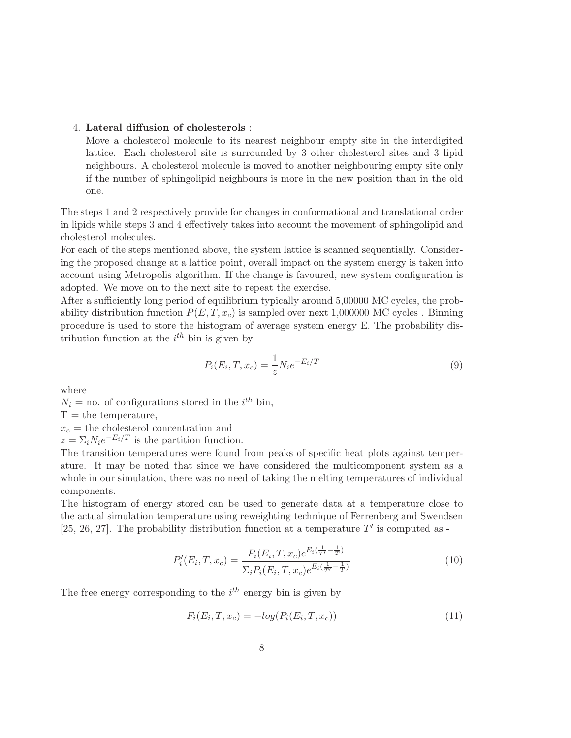4. **Lateral diffusion of cholesterols** :
   Move a cholesterol molecule to its nearest neighbour empty site in the interdigited lattice. Each cholesterol site is surrounded by 3 other cholesterol sites and 3 lipid neighbours. A cholesterol molecule is moved to another neighbouring empty site only if the number of sphingolipid neighbours is more in the new position than in the old one.

The steps 1 and 2 respectively provide for changes in conformational and translational order in lipids while steps 3 and 4 effectively takes into account the movement of sphingolipid and cholesterol molecules.

For each of the steps mentioned above, the system lattice is scanned sequentially. Considering the proposed change at a lattice point, overall impact on the system energy is taken into account using Metropolis algorithm. If the change is favoured, new system configuration is adopted. We move on to the next site to repeat the exercise.

After a sufficiently long period of equilibrium typically around 5,00000 MC cycles, the probability distribution function $P(E, T, x_c)$ is sampled over next 1,000000 MC cycles . Binning procedure is used to store the histogram of average system energy E. The probability distribution function at the $i^{th}$ bin is given by

$$P_i(E_i, T, x_c) = \frac{1}{z} N_i e^{-E_i/T} \tag{9}$$

where

$N_i$ = no. of configurations stored in the $i^{th}$ bin,

T = the temperature,

$x_c$ = the cholesterol concentration and

$z = \Sigma_i N_i e^{-E_i/T}$ is the partition function.

The transition temperatures were found from peaks of specific heat plots against temperature. It may be noted that since we have considered the multicomponent system as a whole in our simulation, there was no need of taking the melting temperatures of individual components.

The histogram of energy stored can be used to generate data at a temperature close to the actual simulation temperature using reweighting technique of Ferrenberg and Swendsen [25, 26, 27]. The probability distribution function at a temperature $T'$ is computed as -

$$P_i'(E_i, T, x_c) = \frac{P_i(E_i, T, x_c) e^{E_i(\frac{1}{T'} - \frac{1}{T})}}{\Sigma_i P_i(E_i, T, x_c) e^{E_i(\frac{1}{T'} - \frac{1}{T})}} \tag{10}$$

The free energy corresponding to the $i^{th}$ energy bin is given by

$$F_i(E_i, T, x_c) = -log(P_i(E_i, T, x_c)) \tag{11}$$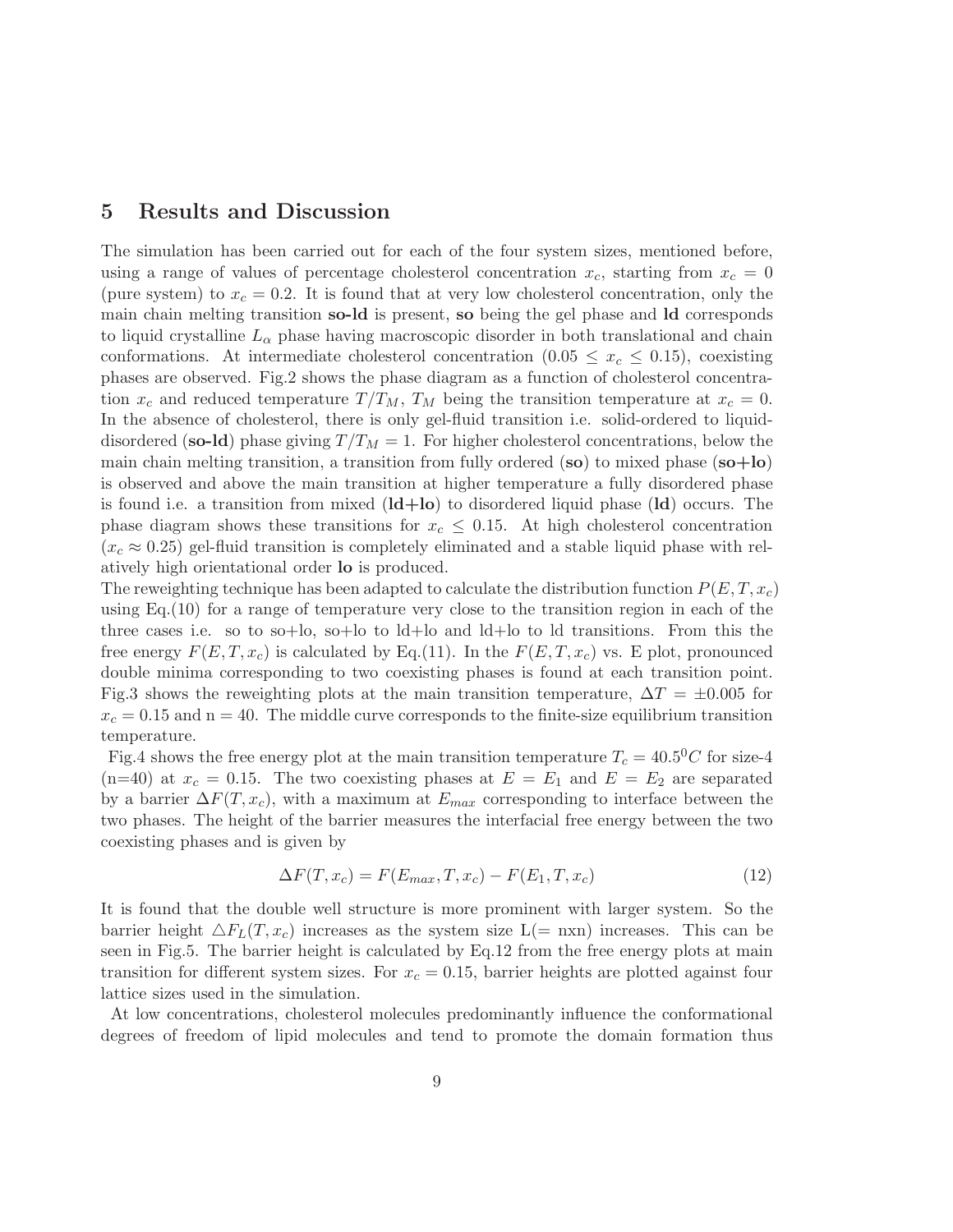# 5 Results and Discussion

The simulation has been carried out for each of the four system sizes, mentioned before, using a range of values of percentage cholesterol concentration $x_c$, starting from $x_c = 0$ (pure system) to $x_c = 0.2$. It is found that at very low cholesterol concentration, only the main chain melting transition **so-ld** is present, **so** being the gel phase and **ld** corresponds to liquid crystalline $L_\alpha$ phase having macroscopic disorder in both translational and chain conformations. At intermediate cholesterol concentration ($0.05 \leq x_c \leq 0.15$), coexisting phases are observed. Fig.2 shows the phase diagram as a function of cholesterol concentration $x_c$ and reduced temperature $T/T_M$, $T_M$ being the transition temperature at $x_c = 0$. In the absence of cholesterol, there is only gel-fluid transition i.e. solid-ordered to liquid-disordered (**so-ld**) phase giving $T/T_M = 1$. For higher cholesterol concentrations, below the main chain melting transition, a transition from fully ordered (**so**) to mixed phase (**so+lo**) is observed and above the main transition at higher temperature a fully disordered phase is found i.e. a transition from mixed (**ld+lo**) to disordered liquid phase (**ld**) occurs. The phase diagram shows these transitions for $x_c \leq 0.15$. At high cholesterol concentration ($x_c \approx 0.25$) gel-fluid transition is completely eliminated and a stable liquid phase with relatively high orientational order **lo** is produced.

The reweighting technique has been adapted to calculate the distribution function $P(E, T, x_c)$ using Eq.(10) for a range of temperature very close to the transition region in each of the three cases i.e. so to so+lo, so+lo to ld+lo and ld+lo to ld transitions. From this the free energy $F(E, T, x_c)$ is calculated by Eq.(11). In the $F(E, T, x_c)$ vs. E plot, pronounced double minima corresponding to two coexisting phases is found at each transition point. Fig.3 shows the reweighting plots at the main transition temperature, $\Delta T = \pm 0.005$ for $x_c = 0.15$ and n = 40. The middle curve corresponds to the finite-size equilibrium transition temperature.

Fig.4 shows the free energy plot at the main transition temperature $T_c = 40.5^0 C$ for size-4 (n=40) at $x_c = 0.15$. The two coexisting phases at $E = E_1$ and $E = E_2$ are separated by a barrier $\Delta F(T, x_c)$, with a maximum at $E_{max}$ corresponding to interface between the two phases. The height of the barrier measures the interfacial free energy between the two coexisting phases and is given by

$$\Delta F(T, x_c) = F(E_{max}, T, x_c) - F(E_1, T, x_c) \tag{12}$$

It is found that the double well structure is more prominent with larger system. So the barrier height $\triangle F_L(T, x_c)$ increases as the system size L(= nxn) increases. This can be seen in Fig.5. The barrier height is calculated by Eq.12 from the free energy plots at main transition for different system sizes. For $x_c = 0.15$, barrier heights are plotted against four lattice sizes used in the simulation.

At low concentrations, cholesterol molecules predominantly influence the conformational degrees of freedom of lipid molecules and tend to promote the domain formation thus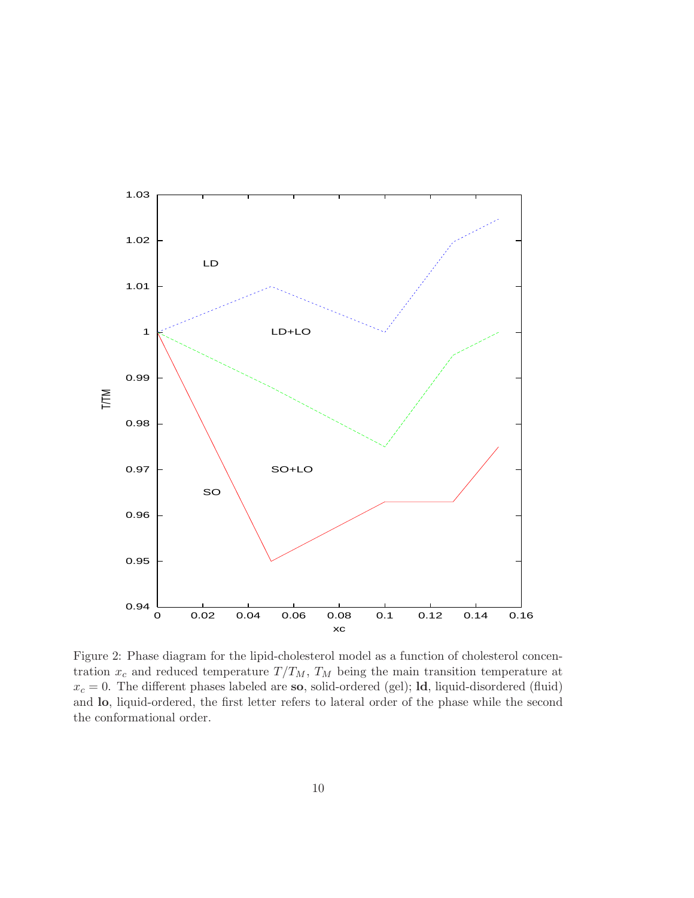1.03
1.02
1.01
1
0.99
0.98
0.97
0.96
0.95
0.94

T/TM

0
0.02
0.04
0.06
0.08
0.1
0.12
0.14
0.16

xc

LD
LD+LO
SO+LO
SO

Figure 2: Phase diagram for the lipid-cholesterol model as a function of cholesterol concentration $x_c$ and reduced temperature $T/T_M$, $T_M$ being the main transition temperature at $x_c = 0$. The different phases labeled are **so**, solid-ordered (gel); **ld**, liquid-disordered (fluid) and **lo**, liquid-ordered, the first letter refers to lateral order of the phase while the second the conformational order.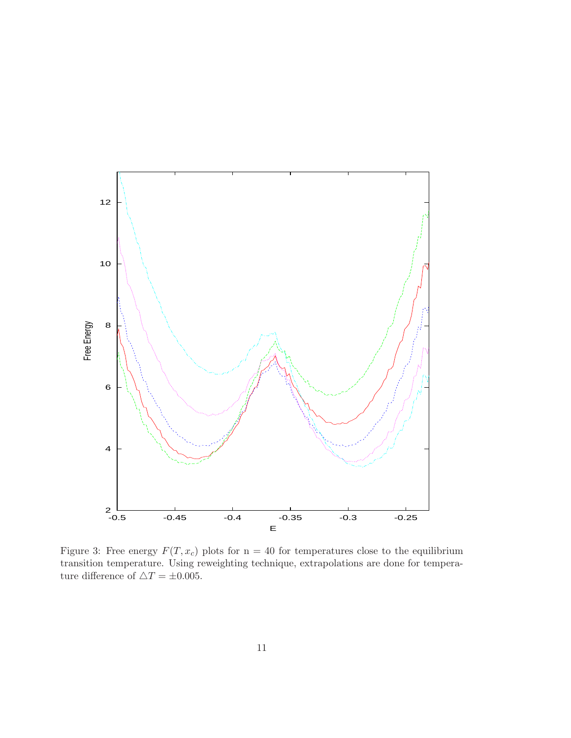Free Energy

12

10

8

6

4

2

-0.5

-0.45

-0.4

-0.35

-0.3

-0.25

E

Figure 3: Free energy $F(T, x_c)$ plots for n = 40 for temperatures close to the equilibrium transition temperature. Using reweighting technique, extrapolations are done for temperature difference of $\triangle T = \pm 0.005$.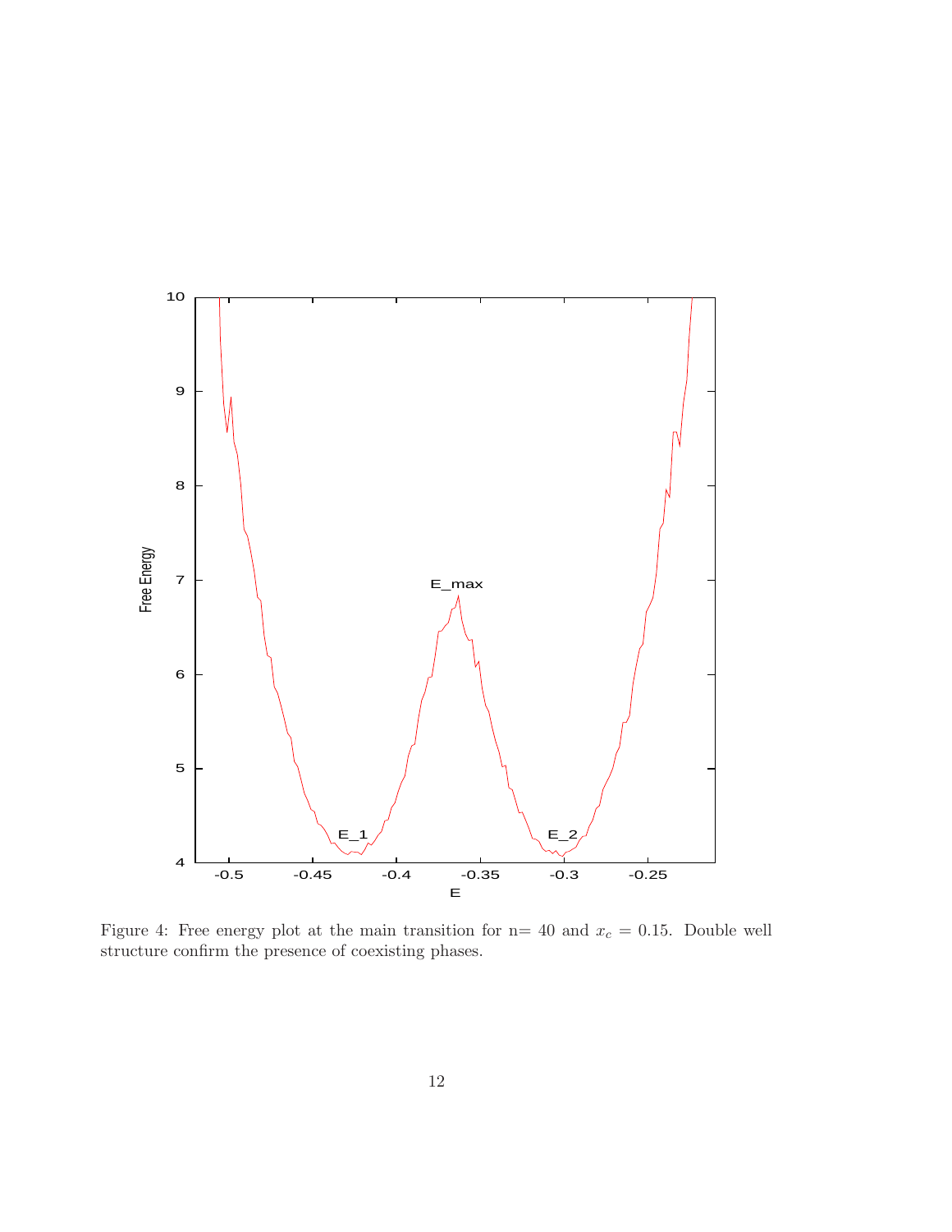Figure 4: Free energy plot at the main transition for n= 40 and $x_c$ = 0.15. Double well structure confirm the presence of coexisting phases.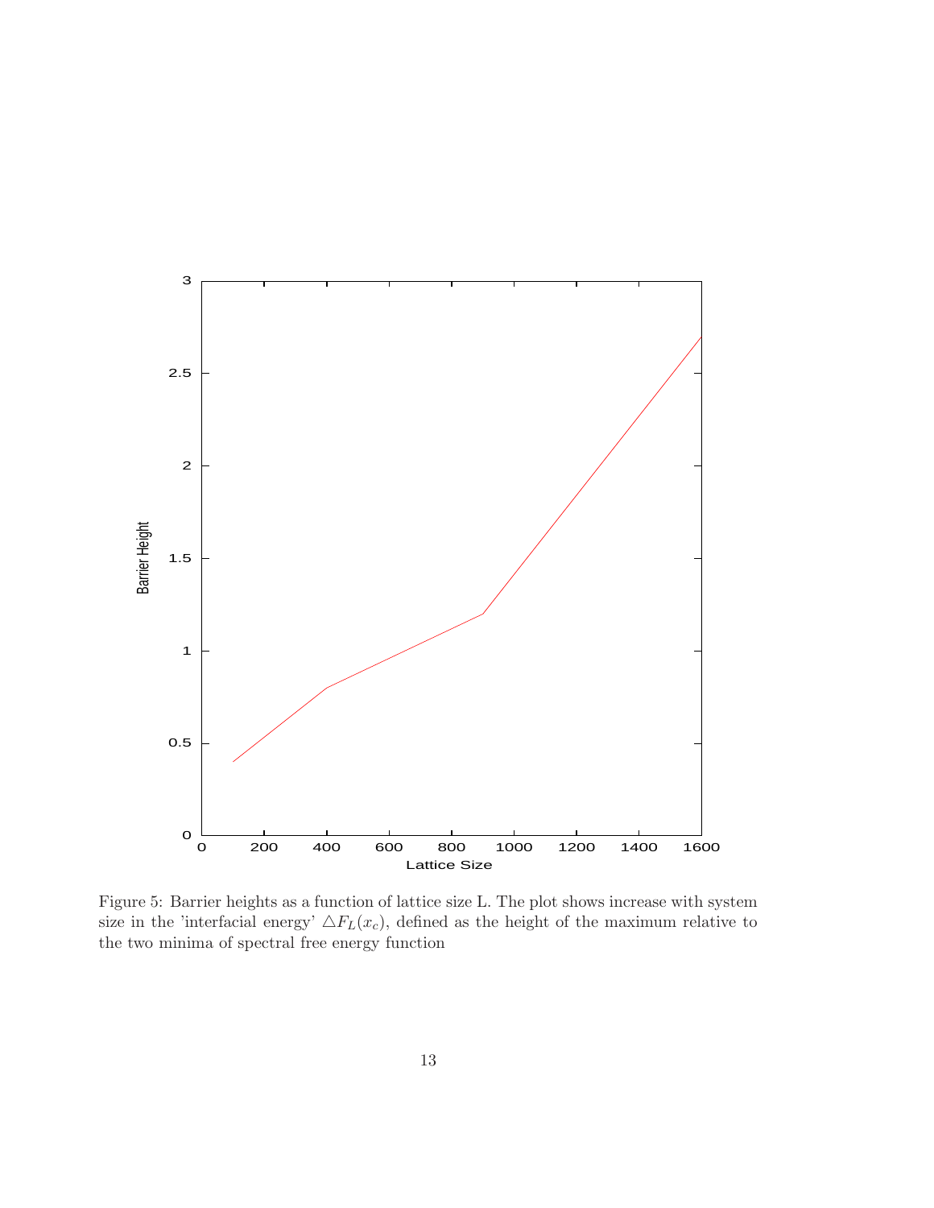Barrier Height

3

2.5

2

1.5

1

0.5

0

0 200 400 600 800 1000 1200 1400 1600

Lattice Size

Figure 5: Barrier heights as a function of lattice size L. The plot shows increase with system size in the 'interfacial energy' $\triangle F_L(x_c)$, defined as the height of the maximum relative to the two minima of spectral free energy function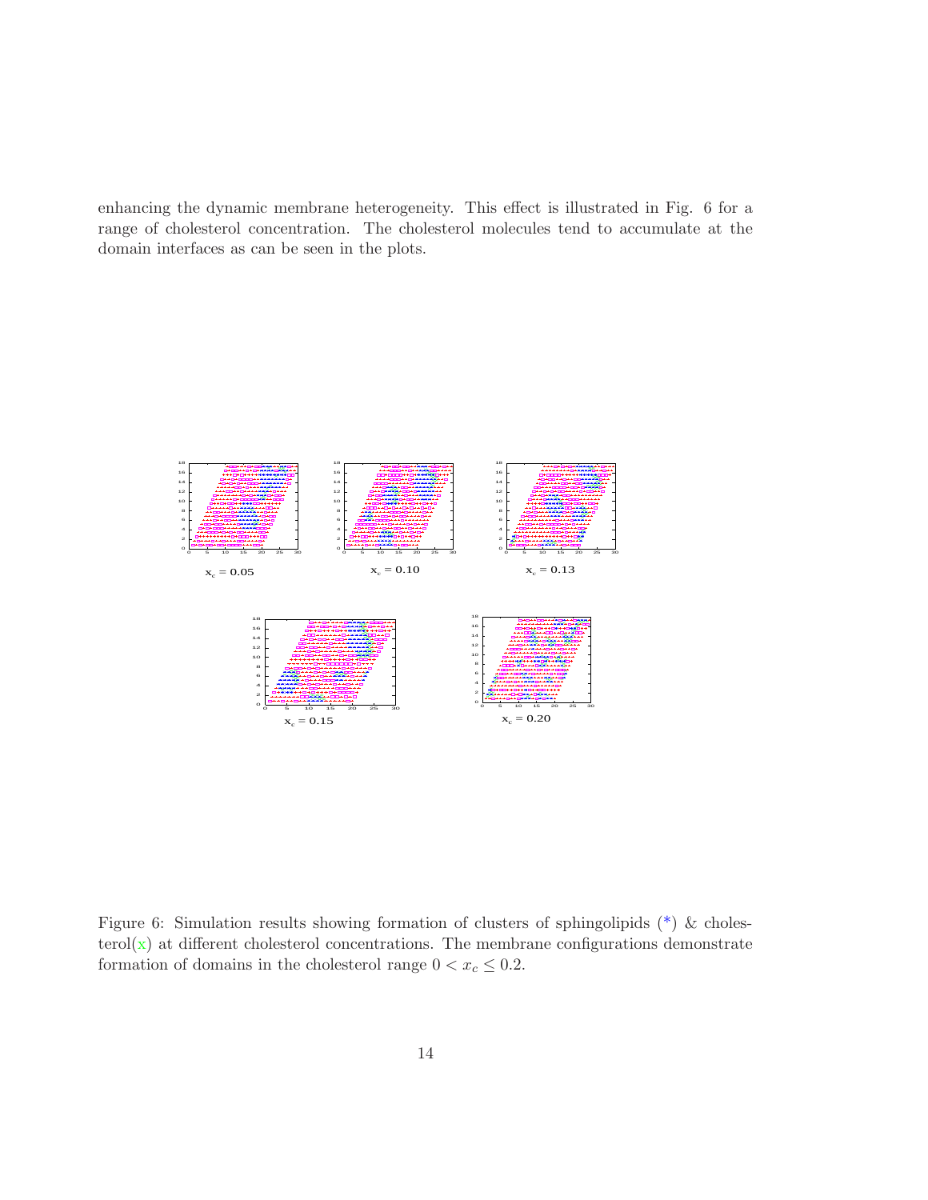enhancing the dynamic membrane heterogeneity. This effect is illustrated in Fig. 6 for a range of cholesterol concentration. The cholesterol molecules tend to accumulate at the domain interfaces as can be seen in the plots.

$x_c = 0.05$

$x_c = 0.10$

$x_c = 0.13$

$x_c = 0.15$

$x_c = 0.20$

Figure 6: Simulation results showing formation of clusters of sphingolipids (*) & cholesterol(x) at different cholesterol concentrations. The membrane configurations demonstrate formation of domains in the cholesterol range $0 < x_c \leq 0.2$.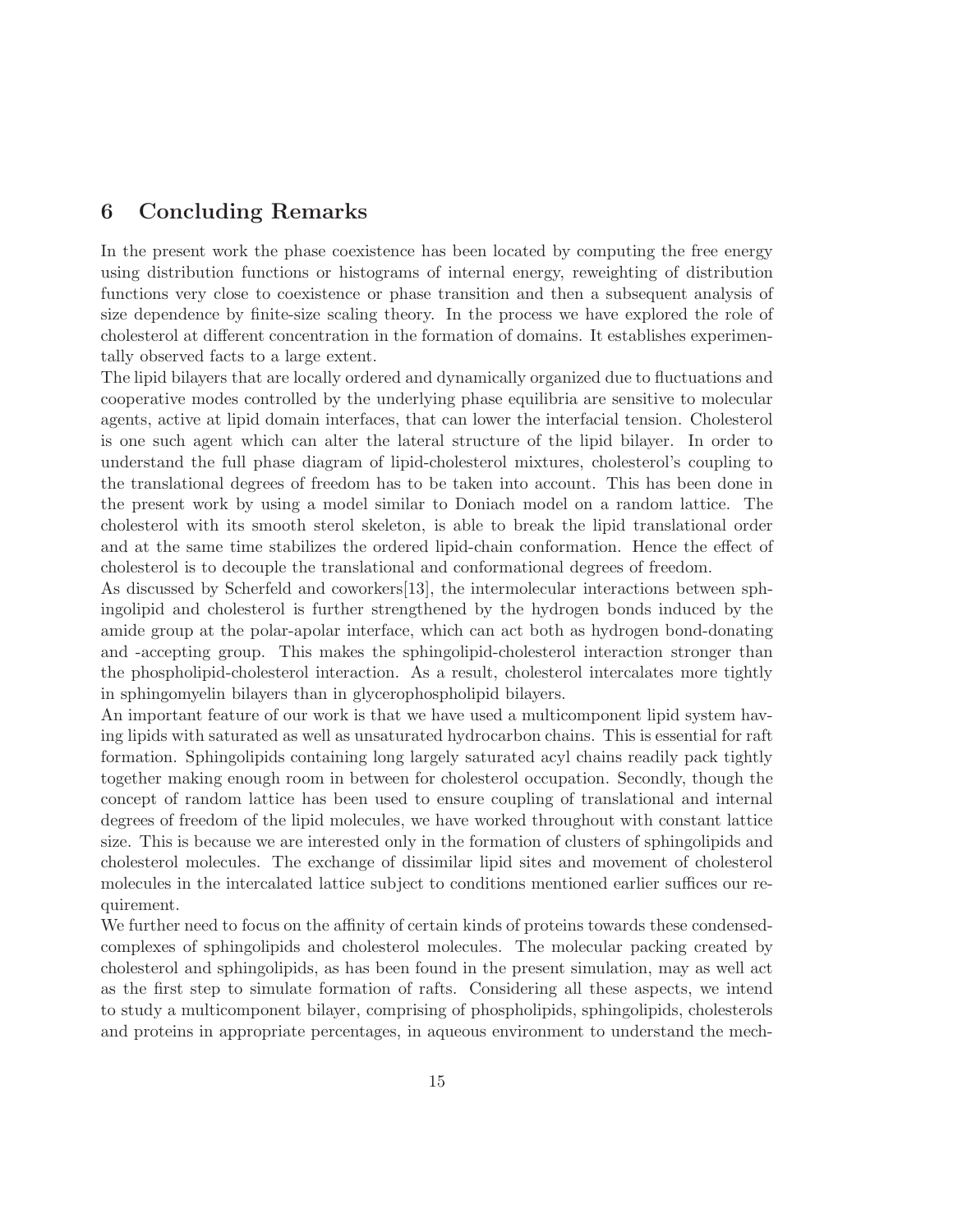## 6 Concluding Remarks

In the present work the phase coexistence has been located by computing the free energy using distribution functions or histograms of internal energy, reweighting of distribution functions very close to coexistence or phase transition and then a subsequent analysis of size dependence by finite-size scaling theory. In the process we have explored the role of cholesterol at different concentration in the formation of domains. It establishes experimentally observed facts to a large extent.

The lipid bilayers that are locally ordered and dynamically organized due to fluctuations and cooperative modes controlled by the underlying phase equilibria are sensitive to molecular agents, active at lipid domain interfaces, that can lower the interfacial tension. Cholesterol is one such agent which can alter the lateral structure of the lipid bilayer. In order to understand the full phase diagram of lipid-cholesterol mixtures, cholesterol's coupling to the translational degrees of freedom has to be taken into account. This has been done in the present work by using a model similar to Doniach model on a random lattice. The cholesterol with its smooth sterol skeleton, is able to break the lipid translational order and at the same time stabilizes the ordered lipid-chain conformation. Hence the effect of cholesterol is to decouple the translational and conformational degrees of freedom.

As discussed by Scherfeld and coworkers[13], the intermolecular interactions between sphingolipid and cholesterol is further strengthened by the hydrogen bonds induced by the amide group at the polar-apolar interface, which can act both as hydrogen bond-donating and -accepting group. This makes the sphingolipid-cholesterol interaction stronger than the phospholipid-cholesterol interaction. As a result, cholesterol intercalates more tightly in sphingomyelin bilayers than in glycerophospholipid bilayers.

An important feature of our work is that we have used a multicomponent lipid system having lipids with saturated as well as unsaturated hydrocarbon chains. This is essential for raft formation. Sphingolipids containing long largely saturated acyl chains readily pack tightly together making enough room in between for cholesterol occupation. Secondly, though the concept of random lattice has been used to ensure coupling of translational and internal degrees of freedom of the lipid molecules, we have worked throughout with constant lattice size. This is because we are interested only in the formation of clusters of sphingolipids and cholesterol molecules. The exchange of dissimilar lipid sites and movement of cholesterol molecules in the intercalated lattice subject to conditions mentioned earlier suffices our requirement.

We further need to focus on the affinity of certain kinds of proteins towards these condensed-complexes of sphingolipids and cholesterol molecules. The molecular packing created by cholesterol and sphingolipids, as has been found in the present simulation, may as well act as the first step to simulate formation of rafts. Considering all these aspects, we intend to study a multicomponent bilayer, comprising of phospholipids, sphingolipids, cholesterols and proteins in appropriate percentages, in aqueous environment to understand the mech-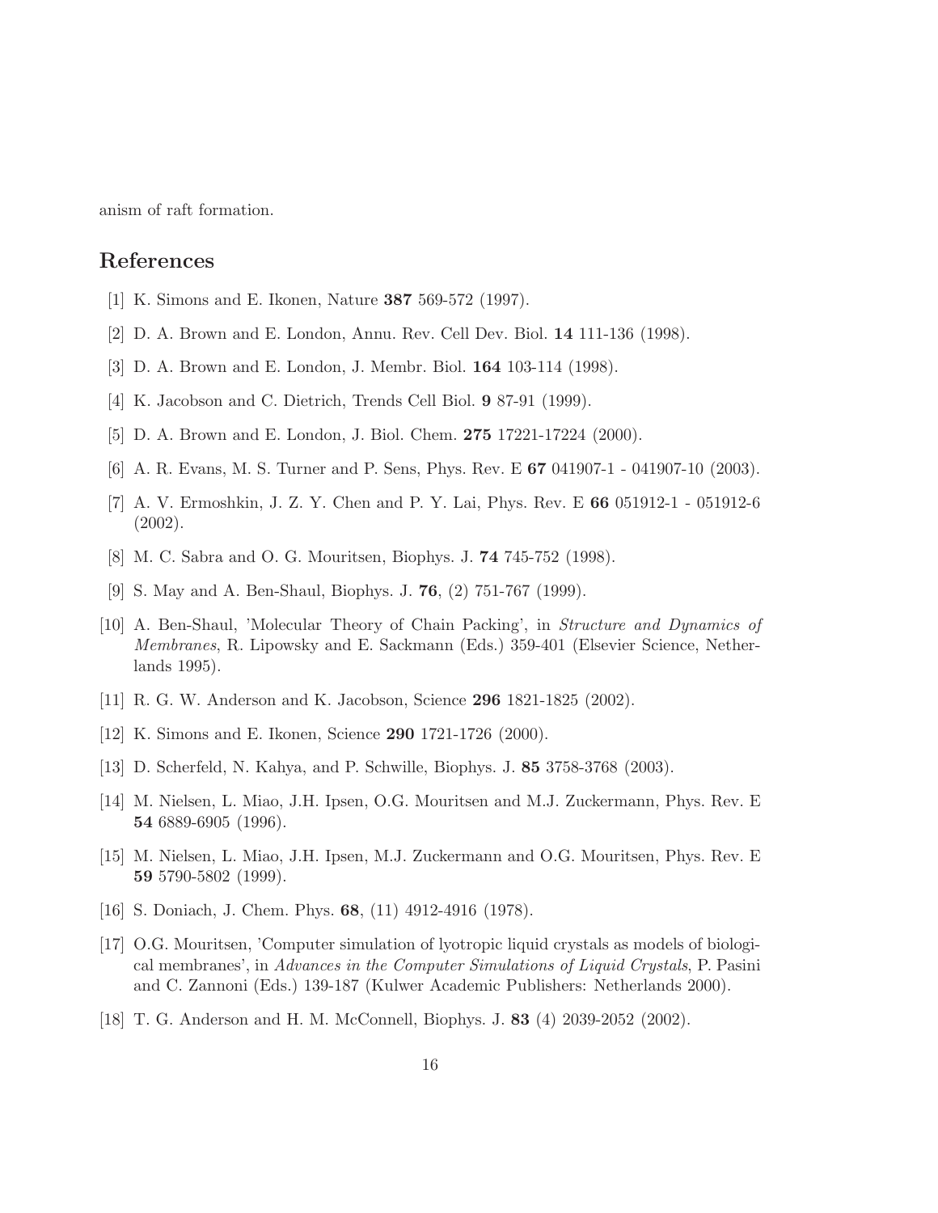anism of raft formation.

## References

[1] K. Simons and E. Ikonen, Nature **387** 569-572 (1997).

[2] D. A. Brown and E. London, Annu. Rev. Cell Dev. Biol. **14** 111-136 (1998).

[3] D. A. Brown and E. London, J. Membr. Biol. **164** 103-114 (1998).

[4] K. Jacobson and C. Dietrich, Trends Cell Biol. **9** 87-91 (1999).

[5] D. A. Brown and E. London, J. Biol. Chem. **275** 17221-17224 (2000).

[6] A. R. Evans, M. S. Turner and P. Sens, Phys. Rev. E **67** 041907-1 - 041907-10 (2003).

[7] A. V. Ermoshkin, J. Z. Y. Chen and P. Y. Lai, Phys. Rev. E **66** 051912-1 - 051912-6 (2002).

[8] M. C. Sabra and O. G. Mouritsen, Biophys. J. **74** 745-752 (1998).

[9] S. May and A. Ben-Shaul, Biophys. J. **76**, (2) 751-767 (1999).

[10] A. Ben-Shaul, 'Molecular Theory of Chain Packing', in *Structure and Dynamics of Membranes*, R. Lipowsky and E. Sackmann (Eds.) 359-401 (Elsevier Science, Netherlands 1995).

[11] R. G. W. Anderson and K. Jacobson, Science **296** 1821-1825 (2002).

[12] K. Simons and E. Ikonen, Science **290** 1721-1726 (2000).

[13] D. Scherfeld, N. Kahya, and P. Schwille, Biophys. J. **85** 3758-3768 (2003).

[14] M. Nielsen, L. Miao, J.H. Ipsen, O.G. Mouritsen and M.J. Zuckermann, Phys. Rev. E **54** 6889-6905 (1996).

[15] M. Nielsen, L. Miao, J.H. Ipsen, M.J. Zuckermann and O.G. Mouritsen, Phys. Rev. E **59** 5790-5802 (1999).

[16] S. Doniach, J. Chem. Phys. **68**, (11) 4912-4916 (1978).

[17] O.G. Mouritsen, 'Computer simulation of lyotropic liquid crystals as models of biological membranes', in *Advances in the Computer Simulations of Liquid Crystals*, P. Pasini and C. Zannoni (Eds.) 139-187 (Kulwer Academic Publishers: Netherlands 2000).

[18] T. G. Anderson and H. M. McConnell, Biophys. J. **83** (4) 2039-2052 (2002).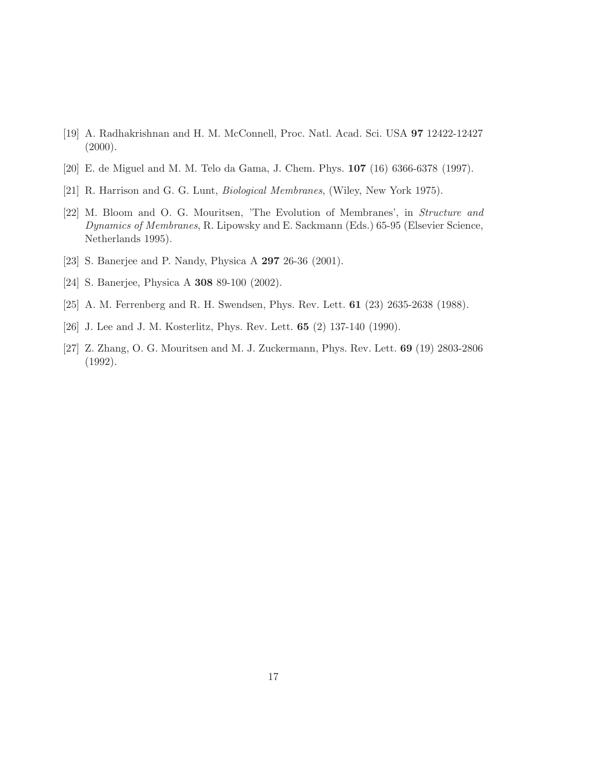[19] A. Radhakrishnan and H. M. McConnell, Proc. Natl. Acad. Sci. USA **97** 12422-12427 (2000).

[20] E. de Miguel and M. M. Telo da Gama, J. Chem. Phys. **107** (16) 6366-6378 (1997).

[21] R. Harrison and G. G. Lunt, *Biological Membranes*, (Wiley, New York 1975).

[22] M. Bloom and O. G. Mouritsen, 'The Evolution of Membranes', in *Structure and Dynamics of Membranes*, R. Lipowsky and E. Sackmann (Eds.) 65-95 (Elsevier Science, Netherlands 1995).

[23] S. Banerjee and P. Nandy, Physica A **297** 26-36 (2001).

[24] S. Banerjee, Physica A **308** 89-100 (2002).

[25] A. M. Ferrenberg and R. H. Swendsen, Phys. Rev. Lett. **61** (23) 2635-2638 (1988).

[26] J. Lee and J. M. Kosterlitz, Phys. Rev. Lett. **65** (2) 137-140 (1990).

[27] Z. Zhang, O. G. Mouritsen and M. J. Zuckermann, Phys. Rev. Lett. **69** (19) 2803-2806 (1992).